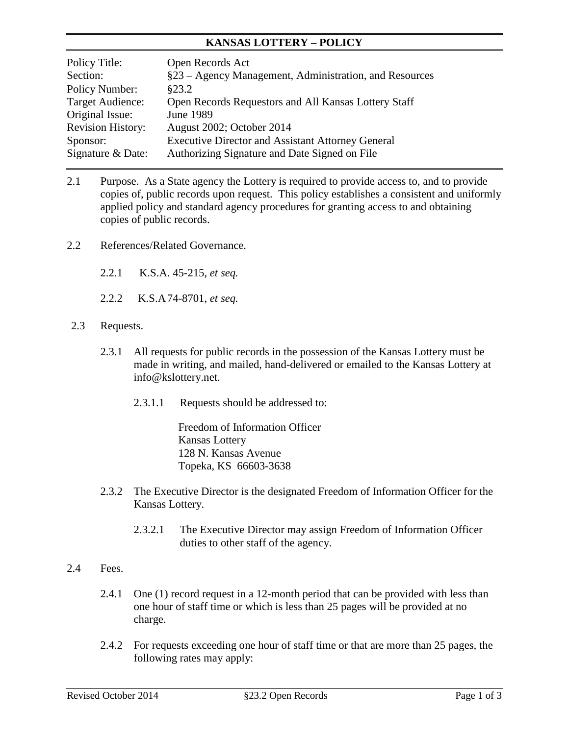# KANSAS LOTTERY – POLICY

| | |
|---|---|
| Policy Title: | Open Records Act |
| Section: | §23 – Agency Management, Administration, and Resources |
| Policy Number: | §23.2 |
| Target Audience: | Open Records Requestors and All Kansas Lottery Staff |
| Original Issue: | June 1989 |
| Revision History: | August 2002; October 2014 |
| Sponsor: | Executive Director and Assistant Attorney General |
| Signature & Date: | Authorizing Signature and Date Signed on File |

2.1 Purpose. As a State agency the Lottery is required to provide access to, and to provide copies of, public records upon request. This policy establishes a consistent and uniformly applied policy and standard agency procedures for granting access to and obtaining copies of public records.

2.2 References/Related Governance.

2.2.1 K.S.A. 45-215, *et seq.*

2.2.2 K.S.A 74-8701, *et seq.*

2.3 Requests.

2.3.1 All requests for public records in the possession of the Kansas Lottery must be made in writing, and mailed, hand-delivered or emailed to the Kansas Lottery at info@kslottery.net.

2.3.1.1 Requests should be addressed to:

Freedom of Information Officer
Kansas Lottery
128 N. Kansas Avenue
Topeka, KS 66603-3638

2.3.2 The Executive Director is the designated Freedom of Information Officer for the Kansas Lottery.

2.3.2.1 The Executive Director may assign Freedom of Information Officer duties to other staff of the agency.

2.4 Fees.

2.4.1 One (1) record request in a 12-month period that can be provided with less than one hour of staff time or which is less than 25 pages will be provided at no charge.

2.4.2 For requests exceeding one hour of staff time or that are more than 25 pages, the following rates may apply: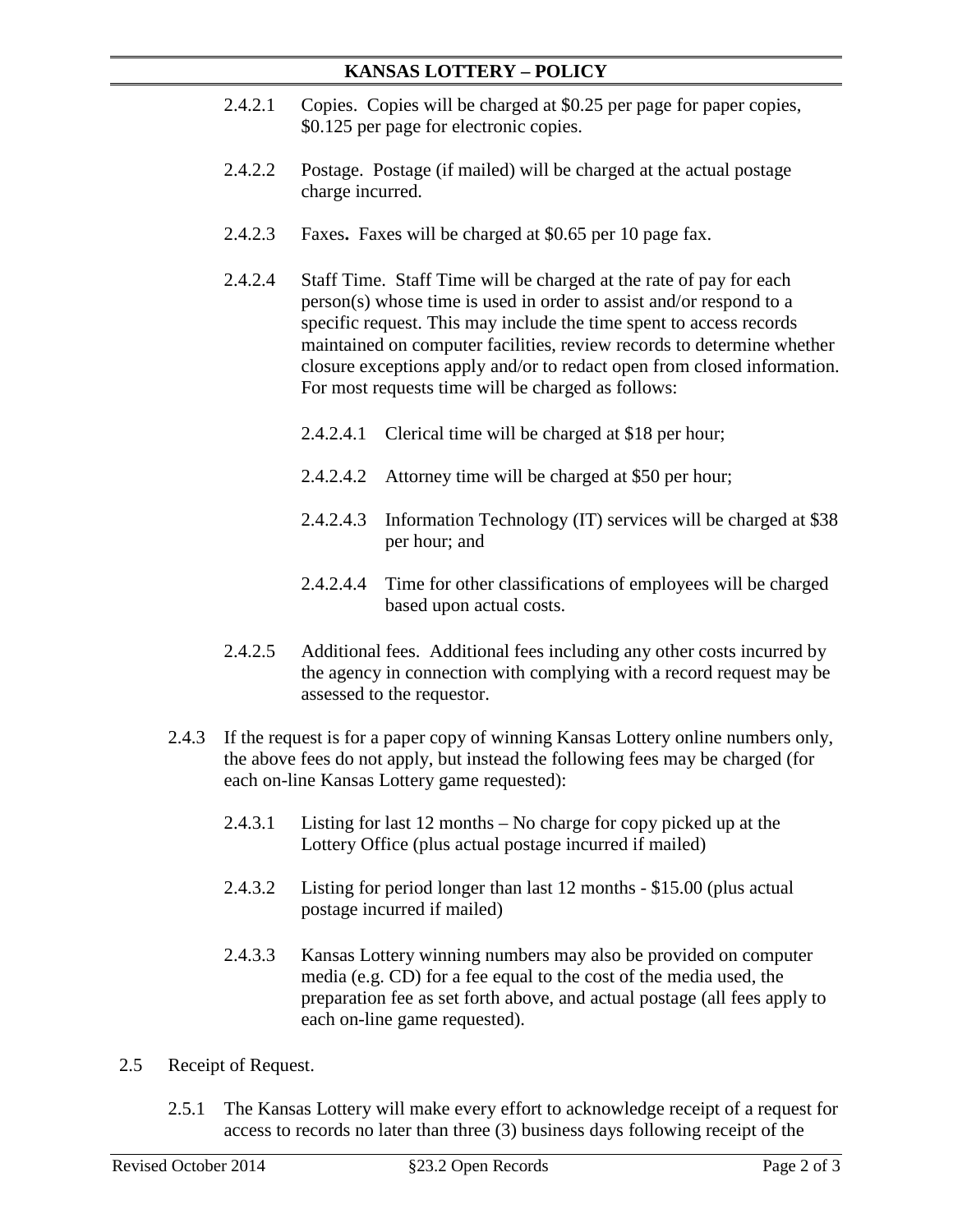2.4.2.1 Copies. Copies will be charged at $0.25 per page for paper copies, $0.125 per page for electronic copies.

2.4.2.2 Postage. Postage (if mailed) will be charged at the actual postage charge incurred.

2.4.2.3 Faxes**.** Faxes will be charged at $0.65 per 10 page fax.

2.4.2.4 Staff Time. Staff Time will be charged at the rate of pay for each person(s) whose time is used in order to assist and/or respond to a specific request. This may include the time spent to access records maintained on computer facilities, review records to determine whether closure exceptions apply and/or to redact open from closed information. For most requests time will be charged as follows:

2.4.2.4.1 Clerical time will be charged at $18 per hour;

2.4.2.4.2 Attorney time will be charged at $50 per hour;

2.4.2.4.3 Information Technology (IT) services will be charged at $38 per hour; and

2.4.2.4.4 Time for other classifications of employees will be charged based upon actual costs.

2.4.2.5 Additional fees. Additional fees including any other costs incurred by the agency in connection with complying with a record request may be assessed to the requestor.

2.4.3 If the request is for a paper copy of winning Kansas Lottery online numbers only, the above fees do not apply, but instead the following fees may be charged (for each on-line Kansas Lottery game requested):

2.4.3.1 Listing for last 12 months – No charge for copy picked up at the Lottery Office (plus actual postage incurred if mailed)

2.4.3.2 Listing for period longer than last 12 months - $15.00 (plus actual postage incurred if mailed)

2.4.3.3 Kansas Lottery winning numbers may also be provided on computer media (e.g. CD) for a fee equal to the cost of the media used, the preparation fee as set forth above, and actual postage (all fees apply to each on-line game requested).

2.5 Receipt of Request.

2.5.1 The Kansas Lottery will make every effort to acknowledge receipt of a request for access to records no later than three (3) business days following receipt of the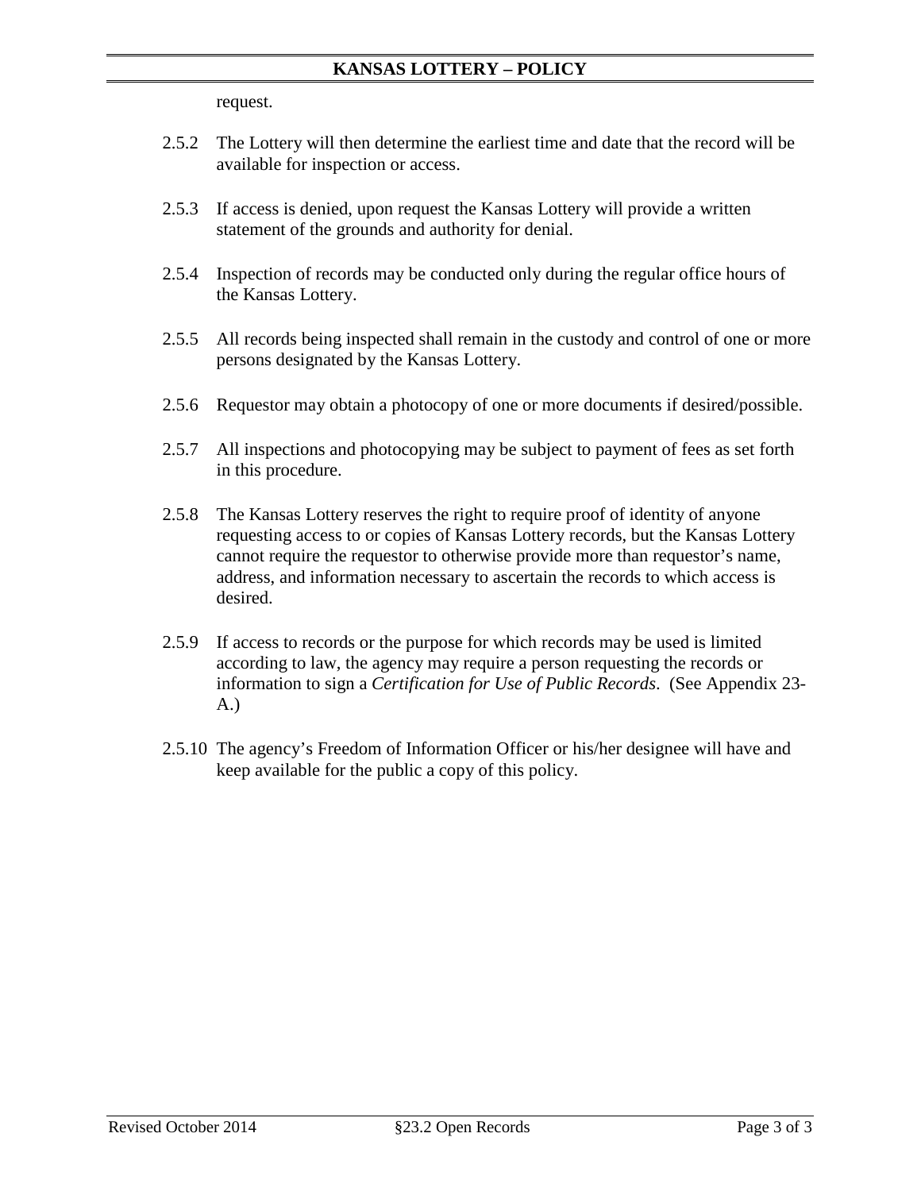request.

2.5.2 The Lottery will then determine the earliest time and date that the record will be available for inspection or access.

2.5.3 If access is denied, upon request the Kansas Lottery will provide a written statement of the grounds and authority for denial.

2.5.4 Inspection of records may be conducted only during the regular office hours of the Kansas Lottery.

2.5.5 All records being inspected shall remain in the custody and control of one or more persons designated by the Kansas Lottery.

2.5.6 Requestor may obtain a photocopy of one or more documents if desired/possible.

2.5.7 All inspections and photocopying may be subject to payment of fees as set forth in this procedure.

2.5.8 The Kansas Lottery reserves the right to require proof of identity of anyone requesting access to or copies of Kansas Lottery records, but the Kansas Lottery cannot require the requestor to otherwise provide more than requestor's name, address, and information necessary to ascertain the records to which access is desired.

2.5.9 If access to records or the purpose for which records may be used is limited according to law, the agency may require a person requesting the records or information to sign a *Certification for Use of Public Records*. (See Appendix 23-A.)

2.5.10 The agency's Freedom of Information Officer or his/her designee will have and keep available for the public a copy of this policy.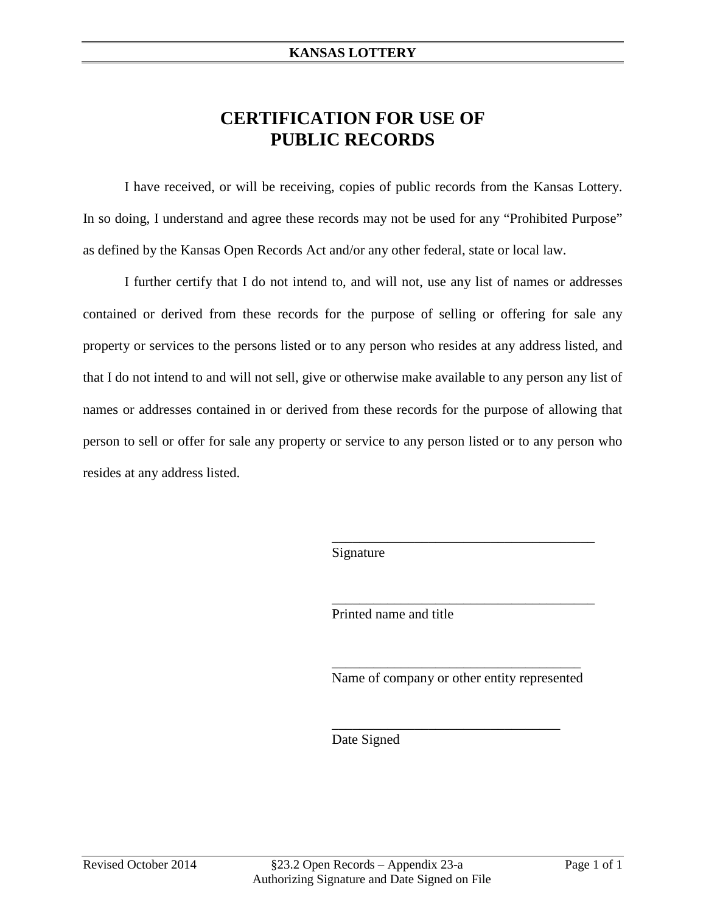# CERTIFICATION FOR USE OF PUBLIC RECORDS

I have received, or will be receiving, copies of public records from the Kansas Lottery. In so doing, I understand and agree these records may not be used for any "Prohibited Purpose" as defined by the Kansas Open Records Act and/or any other federal, state or local law.

I further certify that I do not intend to, and will not, use any list of names or addresses contained or derived from these records for the purpose of selling or offering for sale any property or services to the persons listed or to any person who resides at any address listed, and that I do not intend to and will not sell, give or otherwise make available to any person any list of names or addresses contained in or derived from these records for the purpose of allowing that person to sell or offer for sale any property or service to any person listed or to any person who resides at any address listed.

\_\_\_\_\_\_\_\_\_\_\_\_\_\_\_\_\_\_\_\_\_\_\_\_\_\_\_\_\_\_\_\_\_\_\_\_\_\_
Signature

\_\_\_\_\_\_\_\_\_\_\_\_\_\_\_\_\_\_\_\_\_\_\_\_\_\_\_\_\_\_\_\_\_\_\_\_\_\_
Printed name and title

\_\_\_\_\_\_\_\_\_\_\_\_\_\_\_\_\_\_\_\_\_\_\_\_\_\_\_\_\_\_\_\_\_\_\_\_\_\_
Name of company or other entity represented

\_\_\_\_\_\_\_\_\_\_\_\_\_\_\_\_\_\_\_\_\_\_\_\_\_\_\_\_\_\_\_\_\_\_\_\_\_\_
Date Signed